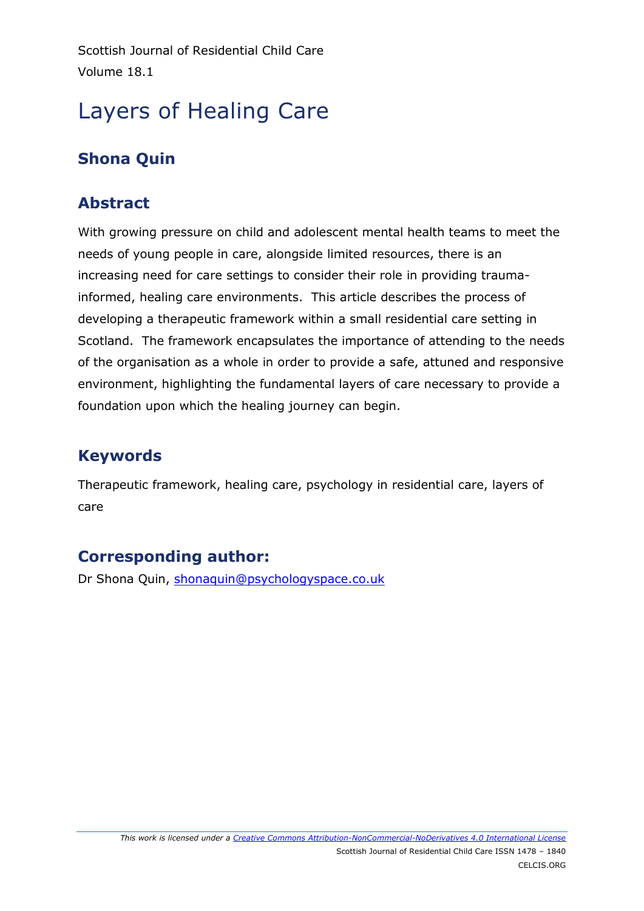# Layers of Healing Care

## Shona Quin

## Abstract

With growing pressure on child and adolescent mental health teams to meet the needs of young people in care, alongside limited resources, there is an increasing need for care settings to consider their role in providing trauma-informed, healing care environments. This article describes the process of developing a therapeutic framework within a small residential care setting in Scotland. The framework encapsulates the importance of attending to the needs of the organisation as a whole in order to provide a safe, attuned and responsive environment, highlighting the fundamental layers of care necessary to provide a foundation upon which the healing journey can begin.

## Keywords

Therapeutic framework, healing care, psychology in residential care, layers of care

## Corresponding author:

Dr Shona Quin, shonaquin@psychologyspace.co.uk

*This work is licensed under a Creative Commons Attribution-NonCommercial-NoDerivatives 4.0 International License*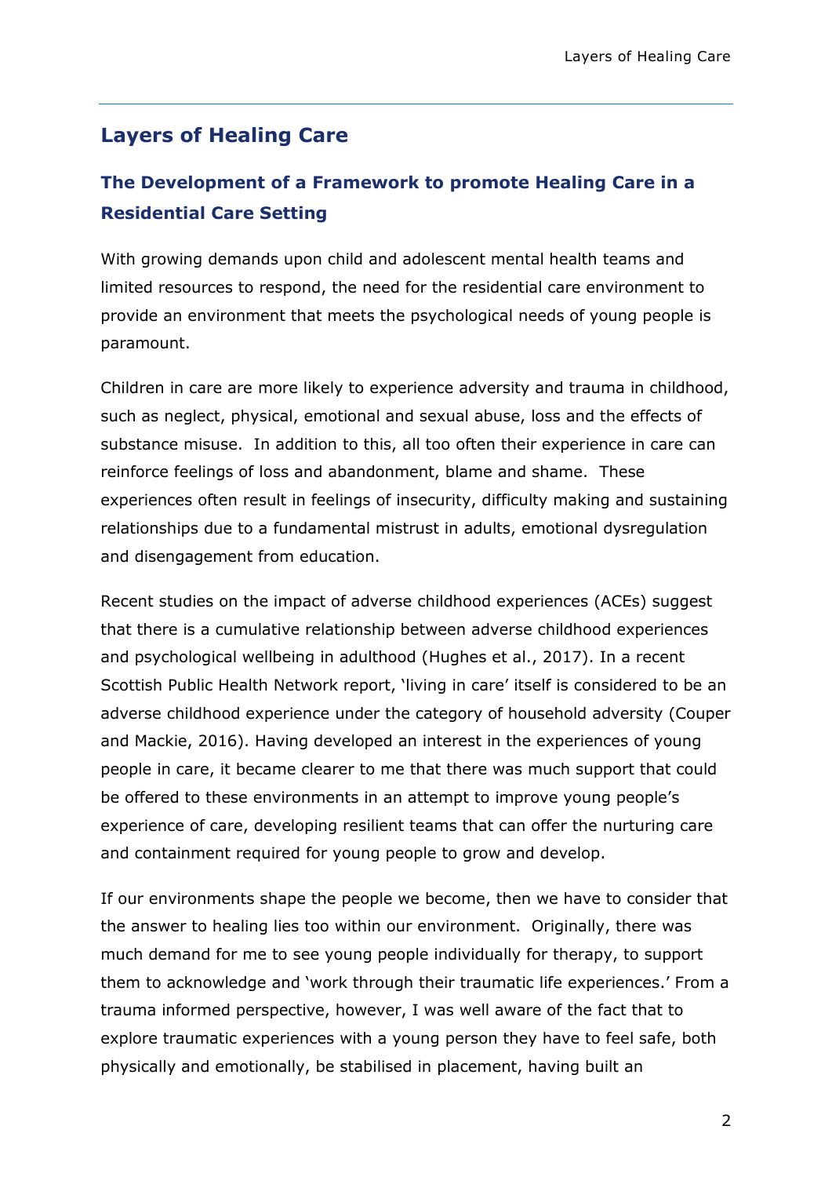## Layers of Healing Care

### The Development of a Framework to promote Healing Care in a Residential Care Setting

With growing demands upon child and adolescent mental health teams and limited resources to respond, the need for the residential care environment to provide an environment that meets the psychological needs of young people is paramount.

Children in care are more likely to experience adversity and trauma in childhood, such as neglect, physical, emotional and sexual abuse, loss and the effects of substance misuse. In addition to this, all too often their experience in care can reinforce feelings of loss and abandonment, blame and shame. These experiences often result in feelings of insecurity, difficulty making and sustaining relationships due to a fundamental mistrust in adults, emotional dysregulation and disengagement from education.

Recent studies on the impact of adverse childhood experiences (ACEs) suggest that there is a cumulative relationship between adverse childhood experiences and psychological wellbeing in adulthood (Hughes et al., 2017). In a recent Scottish Public Health Network report, 'living in care' itself is considered to be an adverse childhood experience under the category of household adversity (Couper and Mackie, 2016). Having developed an interest in the experiences of young people in care, it became clearer to me that there was much support that could be offered to these environments in an attempt to improve young people's experience of care, developing resilient teams that can offer the nurturing care and containment required for young people to grow and develop.

If our environments shape the people we become, then we have to consider that the answer to healing lies too within our environment. Originally, there was much demand for me to see young people individually for therapy, to support them to acknowledge and 'work through their traumatic life experiences.' From a trauma informed perspective, however, I was well aware of the fact that to explore traumatic experiences with a young person they have to feel safe, both physically and emotionally, be stabilised in placement, having built an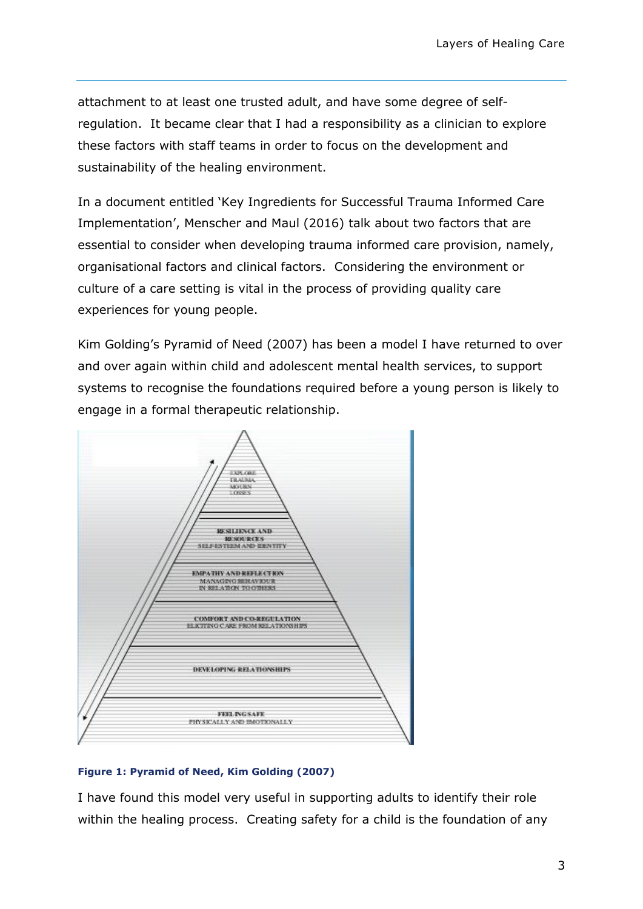attachment to at least one trusted adult, and have some degree of self-regulation. It became clear that I had a responsibility as a clinician to explore these factors with staff teams in order to focus on the development and sustainability of the healing environment.

In a document entitled 'Key Ingredients for Successful Trauma Informed Care Implementation', Menscher and Maul (2016) talk about two factors that are essential to consider when developing trauma informed care provision, namely, organisational factors and clinical factors. Considering the environment or culture of a care setting is vital in the process of providing quality care experiences for young people.

Kim Golding's Pyramid of Need (2007) has been a model I have returned to over and over again within child and adolescent mental health services, to support systems to recognise the foundations required before a young person is likely to engage in a formal therapeutic relationship.

EXPLORE TRAUMA, MOURN LOSSES

RESILIENCE AND RESOURCES
SELF-ESTEEM AND IDENTITY

EMPATHY AND REFLECTION
MANAGING BEHAVIOUR IN RELATION TO OTHERS

COMFORT AND CO-REGULATION
ELICITING CARE FROM RELATIONSHIPS

DEVELOPING RELATIONSHIPS

FEELING SAFE
PHYSICALLY AND EMOTIONALLY

**Figure 1: Pyramid of Need, Kim Golding (2007)**

I have found this model very useful in supporting adults to identify their role within the healing process. Creating safety for a child is the foundation of any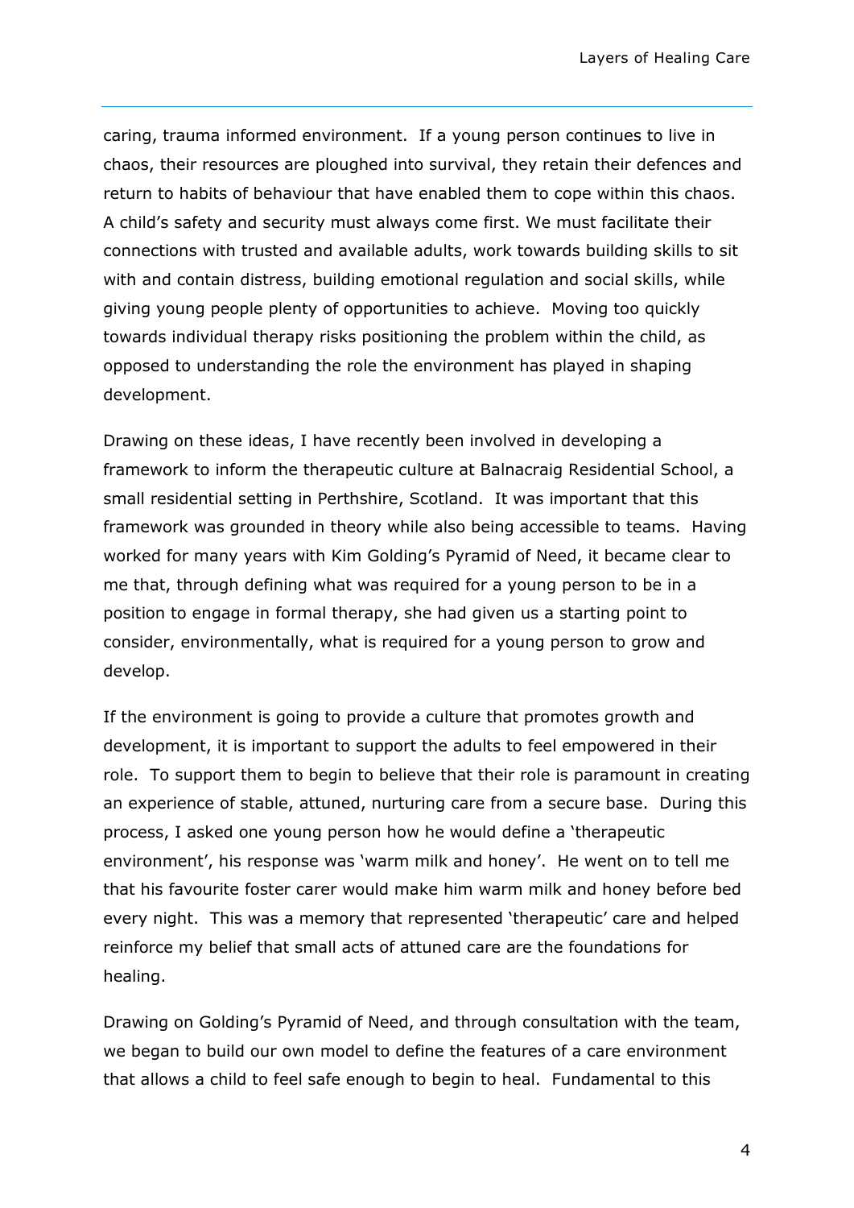caring, trauma informed environment. If a young person continues to live in chaos, their resources are ploughed into survival, they retain their defences and return to habits of behaviour that have enabled them to cope within this chaos. A child's safety and security must always come first. We must facilitate their connections with trusted and available adults, work towards building skills to sit with and contain distress, building emotional regulation and social skills, while giving young people plenty of opportunities to achieve. Moving too quickly towards individual therapy risks positioning the problem within the child, as opposed to understanding the role the environment has played in shaping development.

Drawing on these ideas, I have recently been involved in developing a framework to inform the therapeutic culture at Balnacraig Residential School, a small residential setting in Perthshire, Scotland. It was important that this framework was grounded in theory while also being accessible to teams. Having worked for many years with Kim Golding's Pyramid of Need, it became clear to me that, through defining what was required for a young person to be in a position to engage in formal therapy, she had given us a starting point to consider, environmentally, what is required for a young person to grow and develop.

If the environment is going to provide a culture that promotes growth and development, it is important to support the adults to feel empowered in their role. To support them to begin to believe that their role is paramount in creating an experience of stable, attuned, nurturing care from a secure base. During this process, I asked one young person how he would define a 'therapeutic environment', his response was 'warm milk and honey'. He went on to tell me that his favourite foster carer would make him warm milk and honey before bed every night. This was a memory that represented 'therapeutic' care and helped reinforce my belief that small acts of attuned care are the foundations for healing.

Drawing on Golding's Pyramid of Need, and through consultation with the team, we began to build our own model to define the features of a care environment that allows a child to feel safe enough to begin to heal. Fundamental to this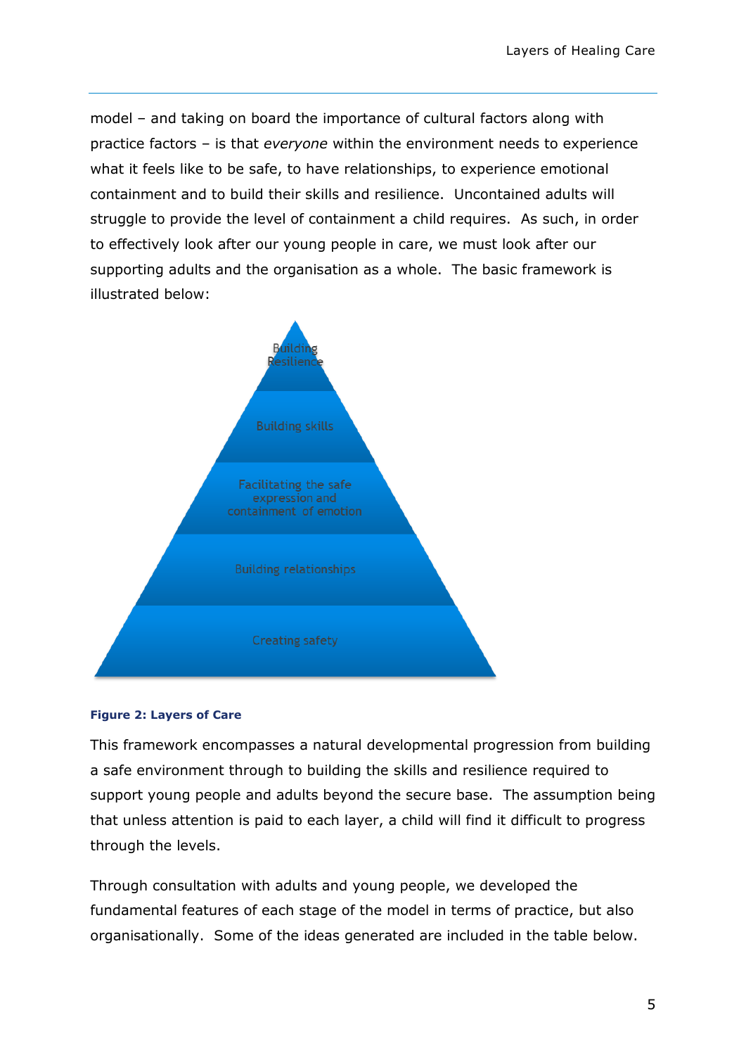model – and taking on board the importance of cultural factors along with practice factors – is that *everyone* within the environment needs to experience what it feels like to be safe, to have relationships, to experience emotional containment and to build their skills and resilience. Uncontained adults will struggle to provide the level of containment a child requires. As such, in order to effectively look after our young people in care, we must look after our supporting adults and the organisation as a whole. The basic framework is illustrated below:

Building Resilience

Building skills

Facilitating the safe expression and containment of emotion

Building relationships

Creating safety

**Figure 2: Layers of Care**

This framework encompasses a natural developmental progression from building a safe environment through to building the skills and resilience required to support young people and adults beyond the secure base. The assumption being that unless attention is paid to each layer, a child will find it difficult to progress through the levels.

Through consultation with adults and young people, we developed the fundamental features of each stage of the model in terms of practice, but also organisationally. Some of the ideas generated are included in the table below.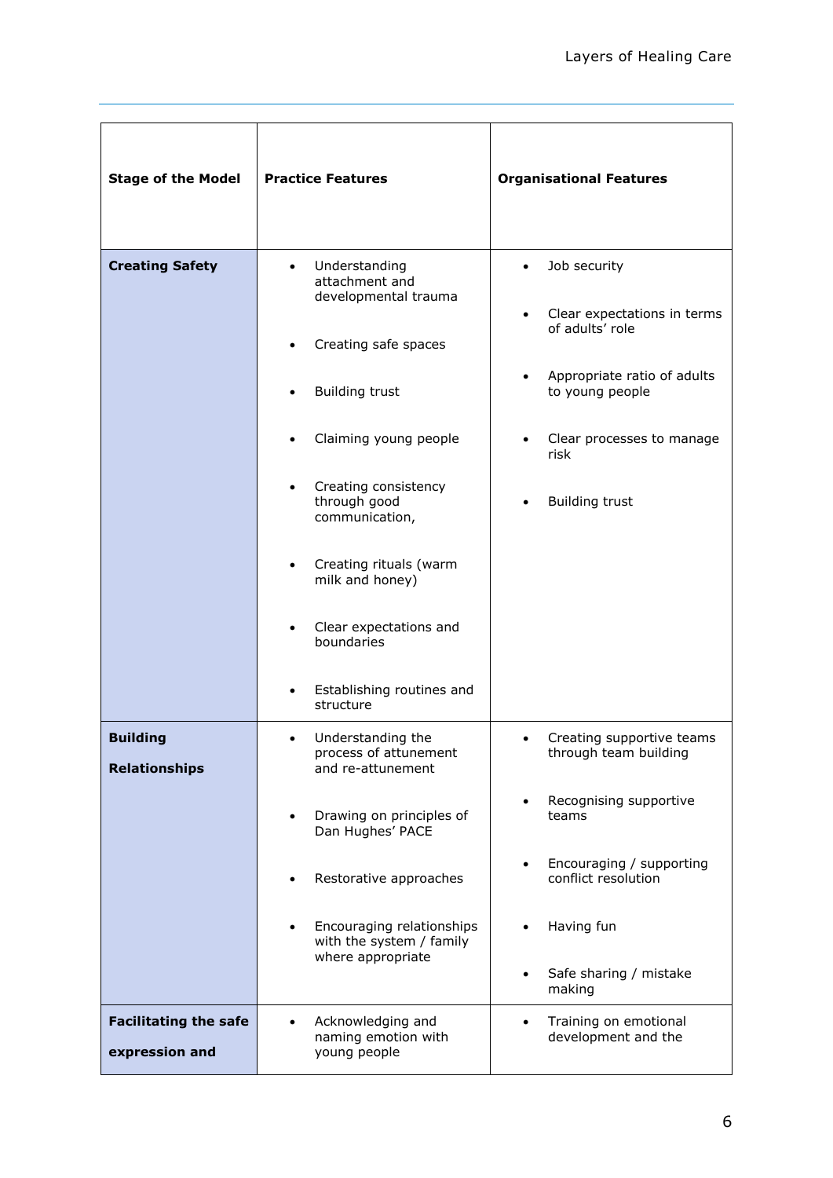| Stage of the Model | Practice Features | Organisational Features |
|---|---|---|
| **Creating Safety** | • Understanding attachment and developmental trauma<br>• Creating safe spaces<br>• Building trust<br>• Claiming young people<br>• Creating consistency through good communication,<br>• Creating rituals (warm milk and honey)<br>• Clear expectations and boundaries<br>• Establishing routines and structure | • Job security<br>• Clear expectations in terms of adults' role<br>• Appropriate ratio of adults to young people<br>• Clear processes to manage risk<br>• Building trust |
| **Building Relationships** | • Understanding the process of attunement and re-attunement<br>• Drawing on principles of Dan Hughes' PACE<br>• Restorative approaches<br>• Encouraging relationships with the system / family where appropriate | • Creating supportive teams through team building<br>• Recognising supportive teams<br>• Encouraging / supporting conflict resolution<br>• Having fun<br>• Safe sharing / mistake making |
| **Facilitating the safe expression and** | • Acknowledging and naming emotion with young people | • Training on emotional development and the |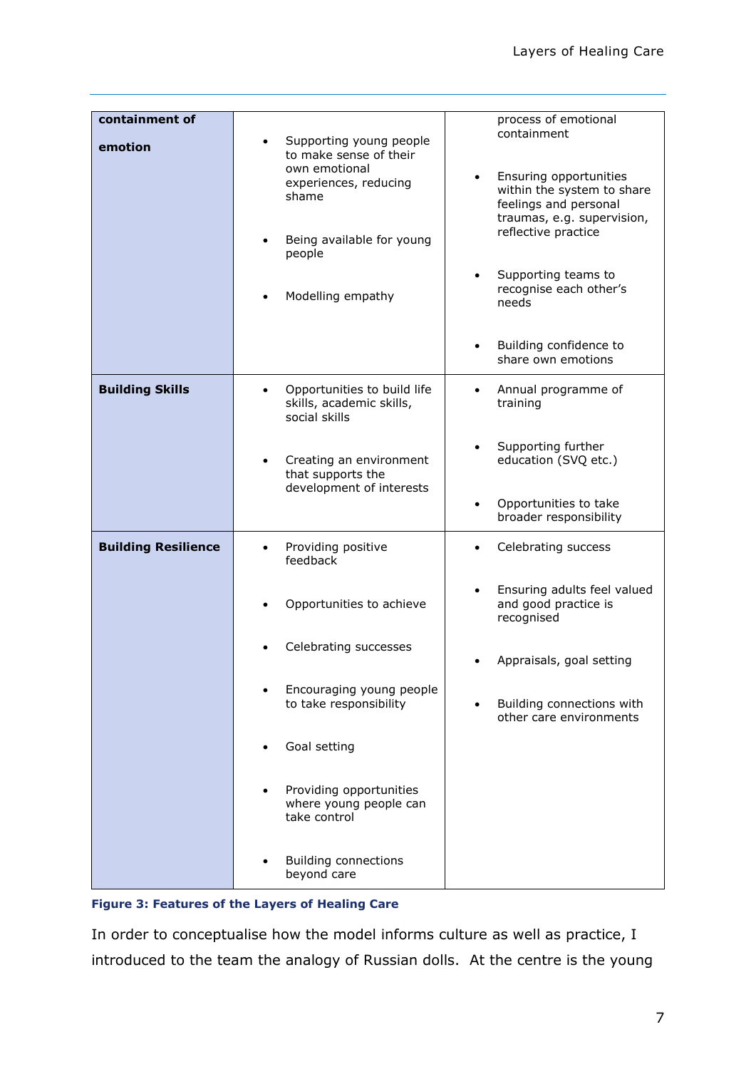| | | |
|---|---|---|
| **containment of emotion** | • Supporting young people to make sense of their own emotional experiences, reducing shame<br>• Being available for young people<br>• Modelling empathy | process of emotional containment<br>• Ensuring opportunities within the system to share feelings and personal traumas, e.g. supervision, reflective practice<br>• Supporting teams to recognise each other's needs<br>• Building confidence to share own emotions |
| **Building Skills** | • Opportunities to build life skills, academic skills, social skills<br>• Creating an environment that supports the development of interests | • Annual programme of training<br>• Supporting further education (SVQ etc.)<br>• Opportunities to take broader responsibility |
| **Building Resilience** | • Providing positive feedback<br>• Opportunities to achieve<br>• Celebrating successes<br>• Encouraging young people to take responsibility<br>• Goal setting<br>• Providing opportunities where young people can take control<br>• Building connections beyond care | • Celebrating success<br>• Ensuring adults feel valued and good practice is recognised<br>• Appraisals, goal setting<br>• Building connections with other care environments |

**Figure 3: Features of the Layers of Healing Care**

In order to conceptualise how the model informs culture as well as practice, I introduced to the team the analogy of Russian dolls. At the centre is the young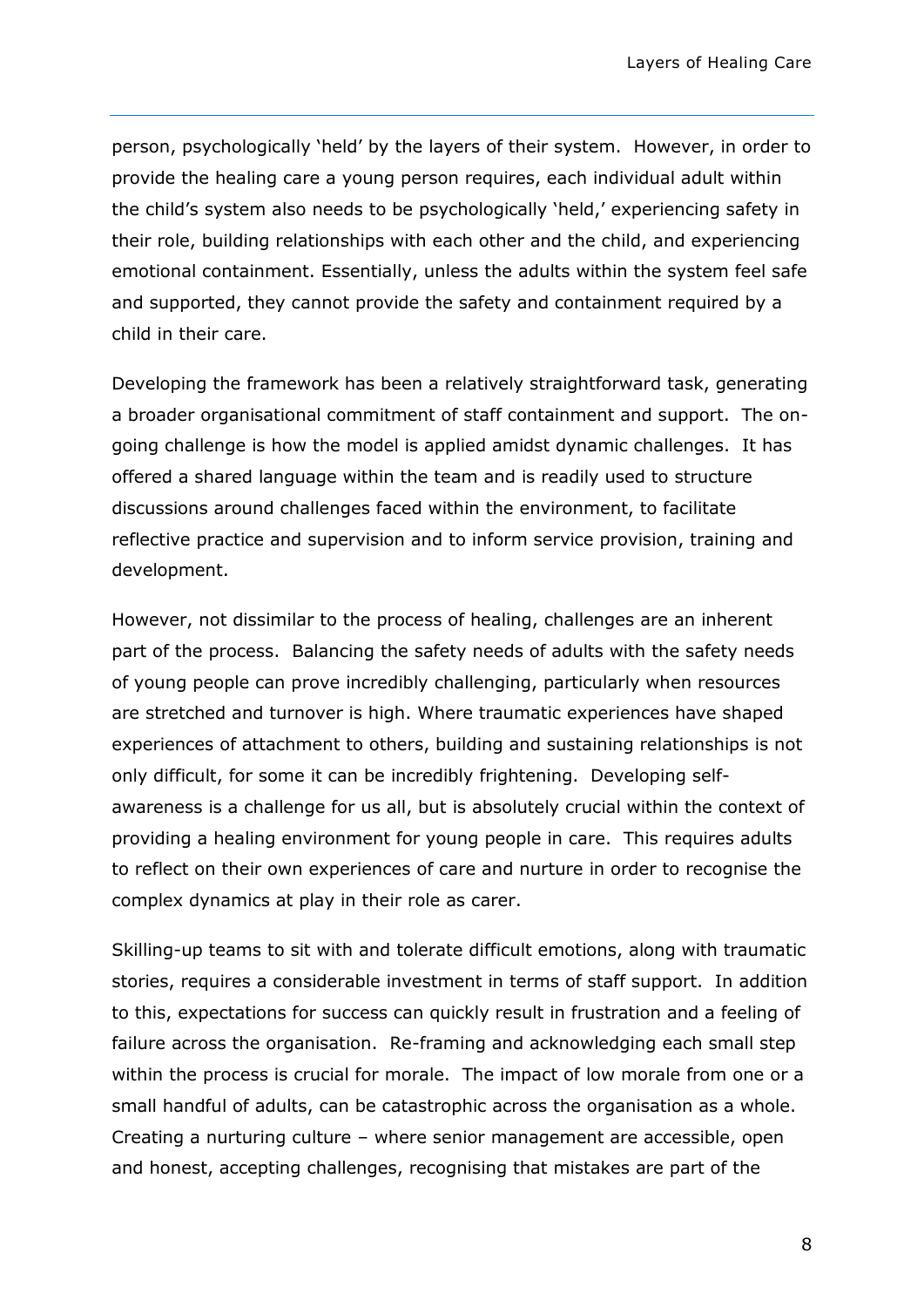person, psychologically 'held' by the layers of their system. However, in order to provide the healing care a young person requires, each individual adult within the child's system also needs to be psychologically 'held,' experiencing safety in their role, building relationships with each other and the child, and experiencing emotional containment. Essentially, unless the adults within the system feel safe and supported, they cannot provide the safety and containment required by a child in their care.

Developing the framework has been a relatively straightforward task, generating a broader organisational commitment of staff containment and support. The on-going challenge is how the model is applied amidst dynamic challenges. It has offered a shared language within the team and is readily used to structure discussions around challenges faced within the environment, to facilitate reflective practice and supervision and to inform service provision, training and development.

However, not dissimilar to the process of healing, challenges are an inherent part of the process. Balancing the safety needs of adults with the safety needs of young people can prove incredibly challenging, particularly when resources are stretched and turnover is high. Where traumatic experiences have shaped experiences of attachment to others, building and sustaining relationships is not only difficult, for some it can be incredibly frightening. Developing self-awareness is a challenge for us all, but is absolutely crucial within the context of providing a healing environment for young people in care. This requires adults to reflect on their own experiences of care and nurture in order to recognise the complex dynamics at play in their role as carer.

Skilling-up teams to sit with and tolerate difficult emotions, along with traumatic stories, requires a considerable investment in terms of staff support. In addition to this, expectations for success can quickly result in frustration and a feeling of failure across the organisation. Re-framing and acknowledging each small step within the process is crucial for morale. The impact of low morale from one or a small handful of adults, can be catastrophic across the organisation as a whole. Creating a nurturing culture – where senior management are accessible, open and honest, accepting challenges, recognising that mistakes are part of the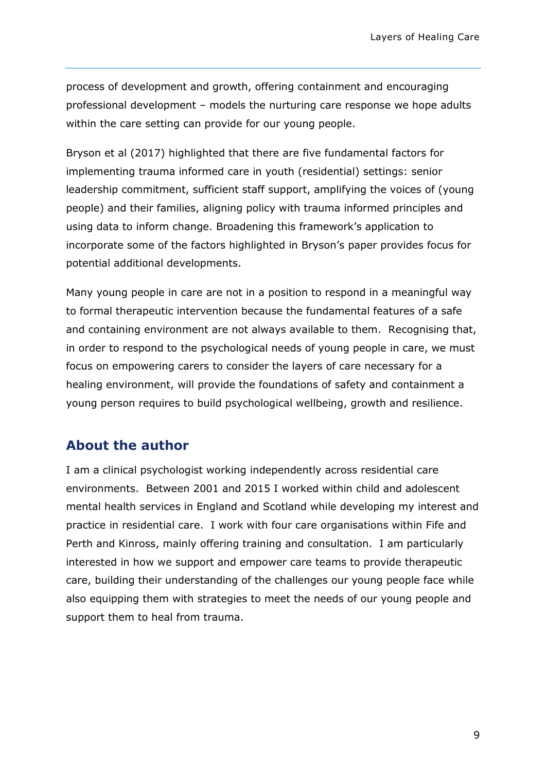process of development and growth, offering containment and encouraging professional development – models the nurturing care response we hope adults within the care setting can provide for our young people.

Bryson et al (2017) highlighted that there are five fundamental factors for implementing trauma informed care in youth (residential) settings: senior leadership commitment, sufficient staff support, amplifying the voices of (young people) and their families, aligning policy with trauma informed principles and using data to inform change. Broadening this framework's application to incorporate some of the factors highlighted in Bryson's paper provides focus for potential additional developments.

Many young people in care are not in a position to respond in a meaningful way to formal therapeutic intervention because the fundamental features of a safe and containing environment are not always available to them. Recognising that, in order to respond to the psychological needs of young people in care, we must focus on empowering carers to consider the layers of care necessary for a healing environment, will provide the foundations of safety and containment a young person requires to build psychological wellbeing, growth and resilience.

## About the author

I am a clinical psychologist working independently across residential care environments. Between 2001 and 2015 I worked within child and adolescent mental health services in England and Scotland while developing my interest and practice in residential care. I work with four care organisations within Fife and Perth and Kinross, mainly offering training and consultation. I am particularly interested in how we support and empower care teams to provide therapeutic care, building their understanding of the challenges our young people face while also equipping them with strategies to meet the needs of our young people and support them to heal from trauma.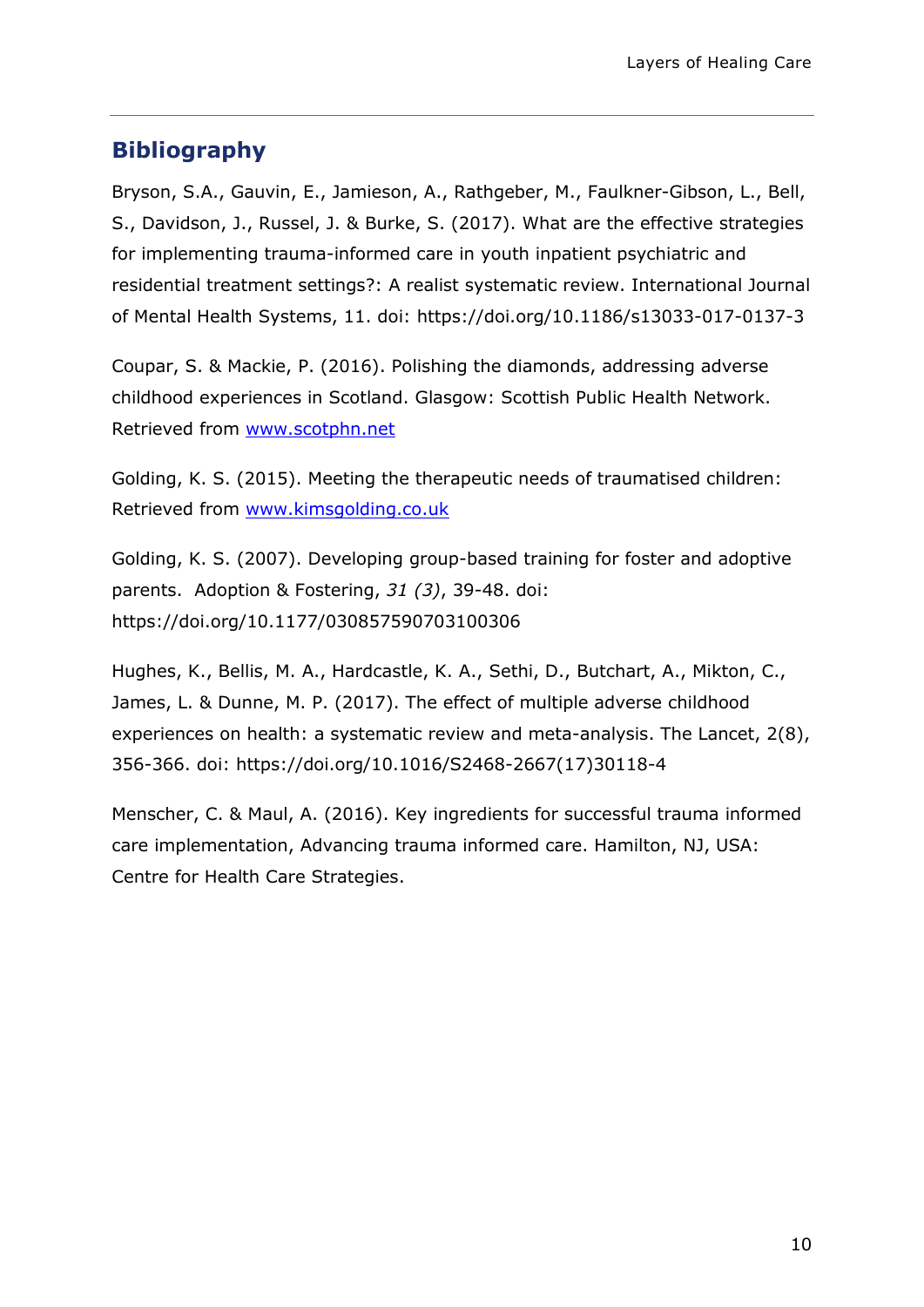## Bibliography

Bryson, S.A., Gauvin, E., Jamieson, A., Rathgeber, M., Faulkner-Gibson, L., Bell, S., Davidson, J., Russel, J. & Burke, S. (2017). What are the effective strategies for implementing trauma-informed care in youth inpatient psychiatric and residential treatment settings?: A realist systematic review. International Journal of Mental Health Systems, 11. doi: https://doi.org/10.1186/s13033-017-0137-3

Coupar, S. & Mackie, P. (2016). Polishing the diamonds, addressing adverse childhood experiences in Scotland. Glasgow: Scottish Public Health Network. Retrieved from [www.scotphn.net](www.scotphn.net)

Golding, K. S. (2015). Meeting the therapeutic needs of traumatised children: Retrieved from [www.kimsgolding.co.uk](www.kimsgolding.co.uk)

Golding, K. S. (2007). Developing group-based training for foster and adoptive parents. Adoption & Fostering, *31 (3)*, 39-48. doi: https://doi.org/10.1177/030857590703100306

Hughes, K., Bellis, M. A., Hardcastle, K. A., Sethi, D., Butchart, A., Mikton, C., James, L. & Dunne, M. P. (2017). The effect of multiple adverse childhood experiences on health: a systematic review and meta-analysis. The Lancet, 2(8), 356-366. doi: https://doi.org/10.1016/S2468-2667(17)30118-4

Menscher, C. & Maul, A. (2016). Key ingredients for successful trauma informed care implementation, Advancing trauma informed care. Hamilton, NJ, USA: Centre for Health Care Strategies.